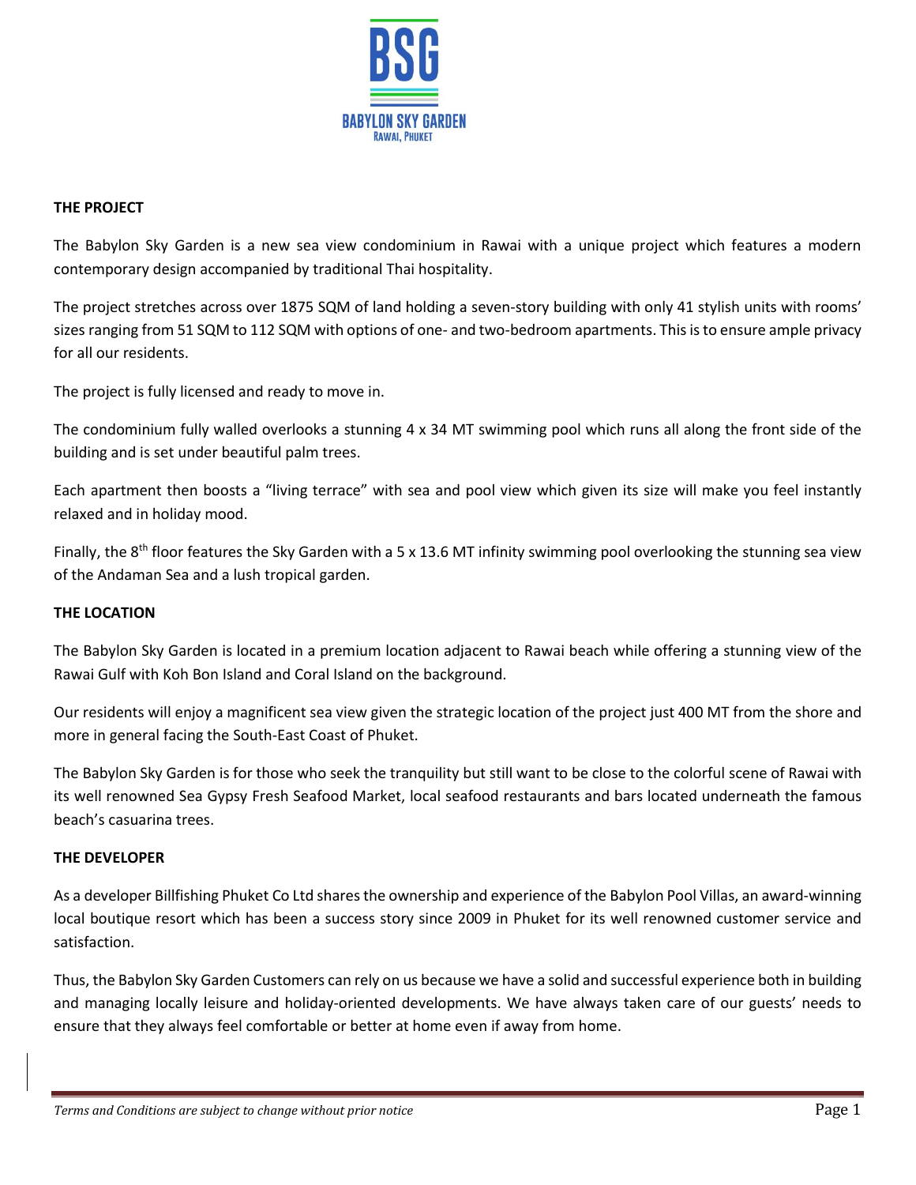BSG

BABYLON SKY GARDEN
RAWAI, PHUKET

## THE PROJECT

The Babylon Sky Garden is a new sea view condominium in Rawai with a unique project which features a modern contemporary design accompanied by traditional Thai hospitality.

The project stretches across over 1875 SQM of land holding a seven-story building with only 41 stylish units with rooms' sizes ranging from 51 SQM to 112 SQM with options of one- and two-bedroom apartments. This is to ensure ample privacy for all our residents.

The project is fully licensed and ready to move in.

The condominium fully walled overlooks a stunning 4 x 34 MT swimming pool which runs all along the front side of the building and is set under beautiful palm trees.

Each apartment then boosts a "living terrace" with sea and pool view which given its size will make you feel instantly relaxed and in holiday mood.

Finally, the 8th floor features the Sky Garden with a 5 x 13.6 MT infinity swimming pool overlooking the stunning sea view of the Andaman Sea and a lush tropical garden.

## THE LOCATION

The Babylon Sky Garden is located in a premium location adjacent to Rawai beach while offering a stunning view of the Rawai Gulf with Koh Bon Island and Coral Island on the background.

Our residents will enjoy a magnificent sea view given the strategic location of the project just 400 MT from the shore and more in general facing the South-East Coast of Phuket.

The Babylon Sky Garden is for those who seek the tranquility but still want to be close to the colorful scene of Rawai with its well renowned Sea Gypsy Fresh Seafood Market, local seafood restaurants and bars located underneath the famous beach's casuarina trees.

## THE DEVELOPER

As a developer Billfishing Phuket Co Ltd shares the ownership and experience of the Babylon Pool Villas, an award-winning local boutique resort which has been a success story since 2009 in Phuket for its well renowned customer service and satisfaction.

Thus, the Babylon Sky Garden Customers can rely on us because we have a solid and successful experience both in building and managing locally leisure and holiday-oriented developments. We have always taken care of our guests' needs to ensure that they always feel comfortable or better at home even if away from home.

*Terms and Conditions are subject to change without prior notice*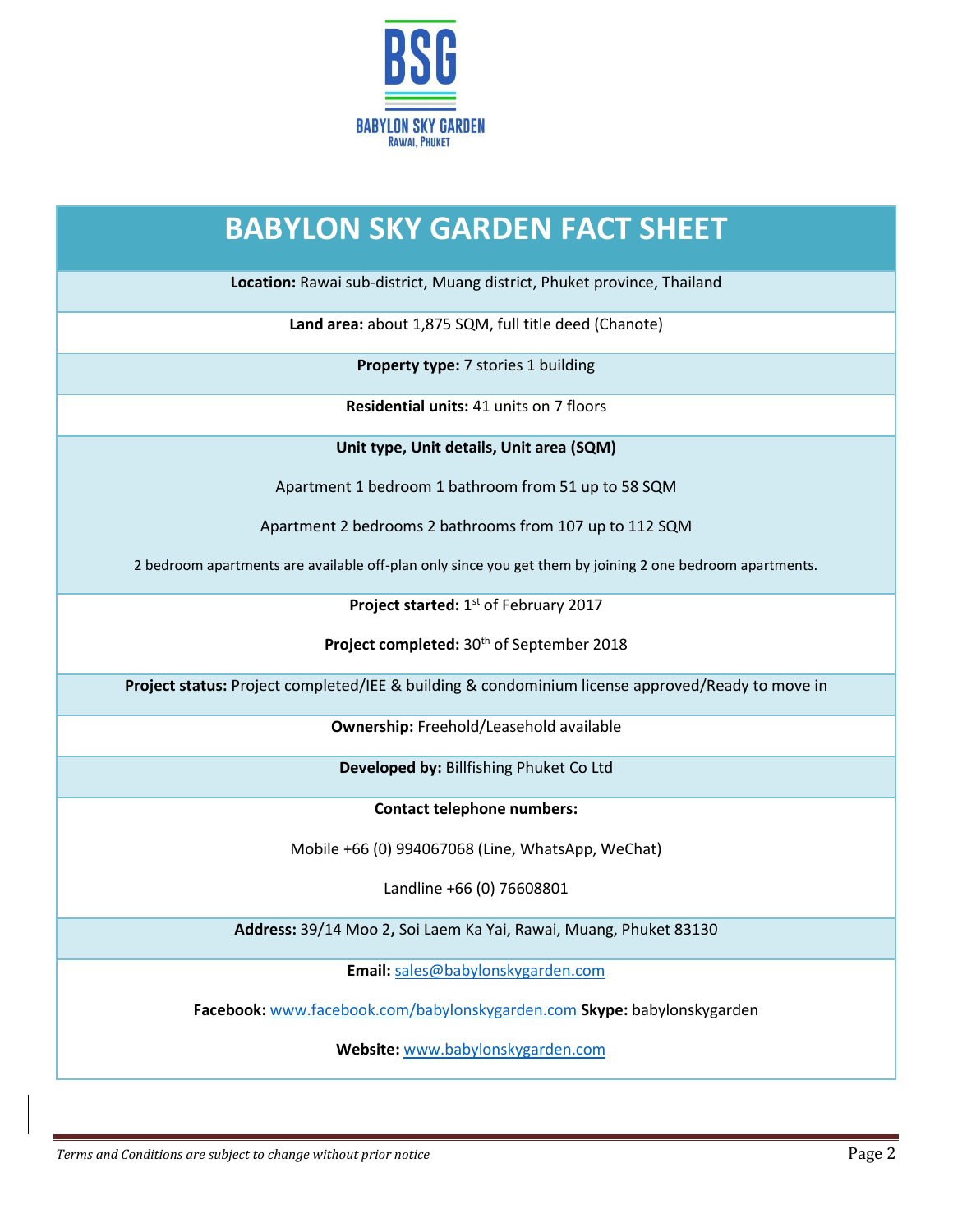BSG

BABYLON SKY GARDEN
RAWAI, PHUKET

# BABYLON SKY GARDEN FACT SHEET

**Location:** Rawai sub-district, Muang district, Phuket province, Thailand

**Land area:** about 1,875 SQM, full title deed (Chanote)

**Property type:** 7 stories 1 building

**Residential units:** 41 units on 7 floors

**Unit type, Unit details, Unit area (SQM)**

Apartment 1 bedroom 1 bathroom from 51 up to 58 SQM

Apartment 2 bedrooms 2 bathrooms from 107 up to 112 SQM

2 bedroom apartments are available off-plan only since you get them by joining 2 one bedroom apartments.

**Project started:** 1st of February 2017

**Project completed:** 30th of September 2018

**Project status:** Project completed/IEE & building & condominium license approved/Ready to move in

**Ownership:** Freehold/Leasehold available

**Developed by:** Billfishing Phuket Co Ltd

**Contact telephone numbers:**

Mobile +66 (0) 994067068 (Line, WhatsApp, WeChat)

Landline +66 (0) 76608801

**Address:** 39/14 Moo 2**,** Soi Laem Ka Yai, Rawai, Muang, Phuket 83130

**Email:** sales@babylonskygarden.com

**Facebook:** www.facebook.com/babylonskygarden.com **Skype:** babylonskygarden

**Website:** www.babylonskygarden.com

*Terms and Conditions are subject to change without prior notice*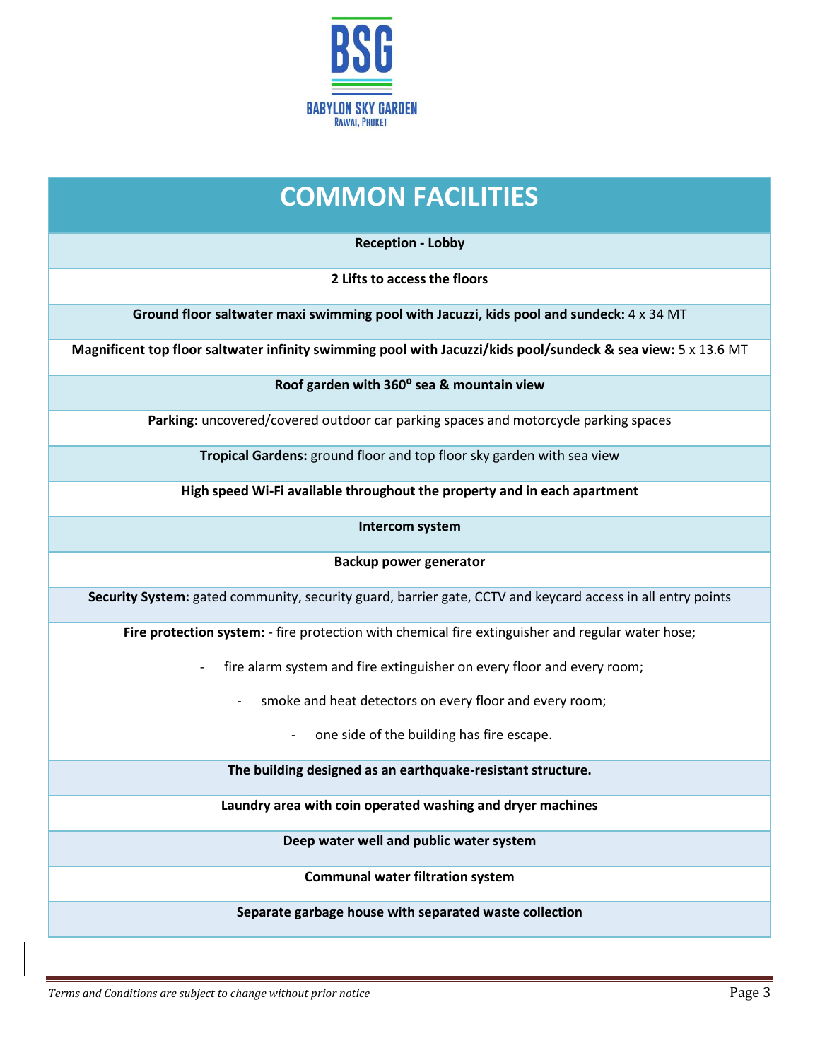BSG

BABYLON SKY GARDEN

RAWAI, PHUKET

| COMMON FACILITIES |
| --- |
| **Reception - Lobby** |
| **2 Lifts to access the floors** |
| **Ground floor saltwater maxi swimming pool with Jacuzzi, kids pool and sundeck:** 4 x 34 MT |
| **Magnificent top floor saltwater infinity swimming pool with Jacuzzi/kids pool/sundeck & sea view:** 5 x 13.6 MT |
| **Roof garden with 360º sea & mountain view** |
| **Parking:** uncovered/covered outdoor car parking spaces and motorcycle parking spaces |
| **Tropical Gardens:** ground floor and top floor sky garden with sea view |
| **High speed Wi-Fi available throughout the property and in each apartment** |
| **Intercom system** |
| **Backup power generator** |
| **Security System:** gated community, security guard, barrier gate, CCTV and keycard access in all entry points |
| **Fire protection system:** - fire protection with chemical fire extinguisher and regular water hose; <br> - fire alarm system and fire extinguisher on every floor and every room; <br> - smoke and heat detectors on every floor and every room; <br> - one side of the building has fire escape. |
| **The building designed as an earthquake-resistant structure.** |
| **Laundry area with coin operated washing and dryer machines** |
| **Deep water well and public water system** |
| **Communal water filtration system** |
| **Separate garbage house with separated waste collection** |

*Terms and Conditions are subject to change without prior notice*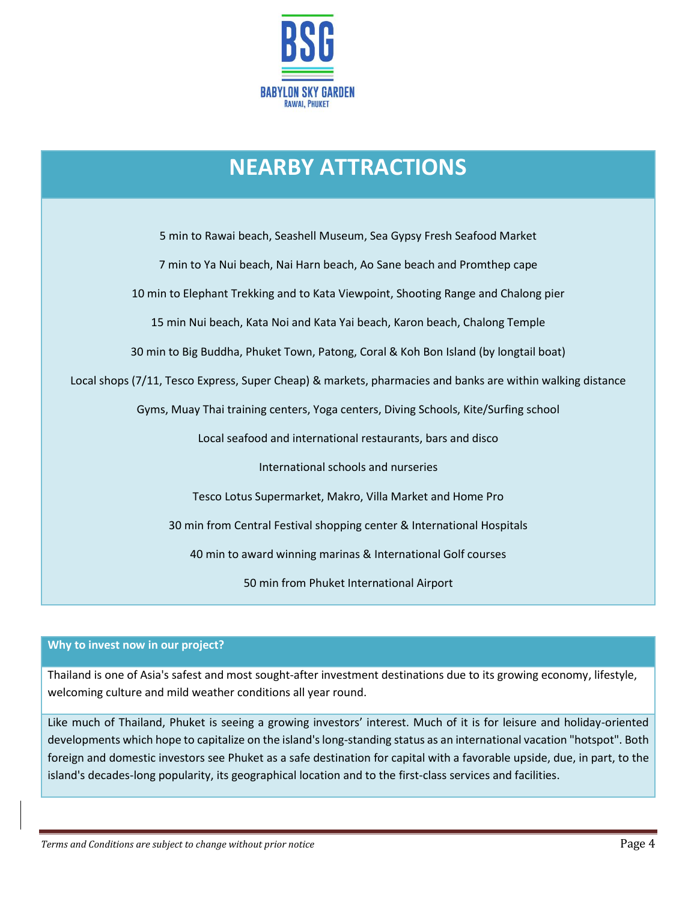BSG

BABYLON SKY GARDEN
RAWAI, PHUKET

# NEARBY ATTRACTIONS

5 min to Rawai beach, Seashell Museum, Sea Gypsy Fresh Seafood Market

7 min to Ya Nui beach, Nai Harn beach, Ao Sane beach and Promthep cape

10 min to Elephant Trekking and to Kata Viewpoint, Shooting Range and Chalong pier

15 min Nui beach, Kata Noi and Kata Yai beach, Karon beach, Chalong Temple

30 min to Big Buddha, Phuket Town, Patong, Coral & Koh Bon Island (by longtail boat)

Local shops (7/11, Tesco Express, Super Cheap) & markets, pharmacies and banks are within walking distance

Gyms, Muay Thai training centers, Yoga centers, Diving Schools, Kite/Surfing school

Local seafood and international restaurants, bars and disco

International schools and nurseries

Tesco Lotus Supermarket, Makro, Villa Market and Home Pro

30 min from Central Festival shopping center & International Hospitals

40 min to award winning marinas & International Golf courses

50 min from Phuket International Airport

## Why to invest now in our project?

Thailand is one of Asia's safest and most sought-after investment destinations due to its growing economy, lifestyle, welcoming culture and mild weather conditions all year round.

Like much of Thailand, Phuket is seeing a growing investors' interest. Much of it is for leisure and holiday-oriented developments which hope to capitalize on the island's long-standing status as an international vacation "hotspot". Both foreign and domestic investors see Phuket as a safe destination for capital with a favorable upside, due, in part, to the island's decades-long popularity, its geographical location and to the first-class services and facilities.

*Terms and Conditions are subject to change without prior notice*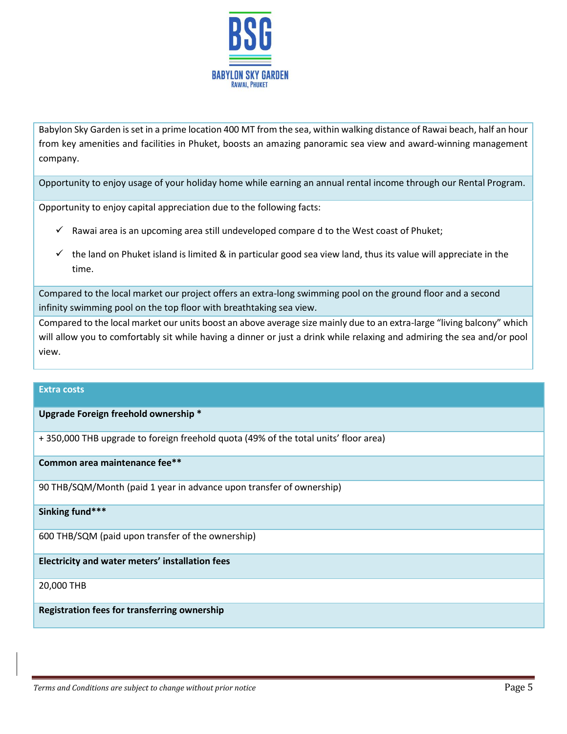**BSG**

**BABYLON SKY GARDEN**

RAWAI, PHUKET

Babylon Sky Garden is set in a prime location 400 MT from the sea, within walking distance of Rawai beach, half an hour from key amenities and facilities in Phuket, boosts an amazing panoramic sea view and award-winning management company.

Opportunity to enjoy usage of your holiday home while earning an annual rental income through our Rental Program.

Opportunity to enjoy capital appreciation due to the following facts:

- ✓ Rawai area is an upcoming area still undeveloped compare d to the West coast of Phuket;
- ✓ the land on Phuket island is limited & in particular good sea view land, thus its value will appreciate in the time.

Compared to the local market our project offers an extra-long swimming pool on the ground floor and a second infinity swimming pool on the top floor with breathtaking sea view.

Compared to the local market our units boost an above average size mainly due to an extra-large "living balcony" which will allow you to comfortably sit while having a dinner or just a drink while relaxing and admiring the sea and/or pool view.

| Extra costs |
|---|
| **Upgrade Foreign freehold ownership *** |
| + 350,000 THB upgrade to foreign freehold quota (49% of the total units' floor area) |
| **Common area maintenance fee**** |
| 90 THB/SQM/Month (paid 1 year in advance upon transfer of ownership) |
| **Sinking fund***** |
| 600 THB/SQM (paid upon transfer of the ownership) |
| **Electricity and water meters' installation fees** |
| 20,000 THB |
| **Registration fees for transferring ownership** |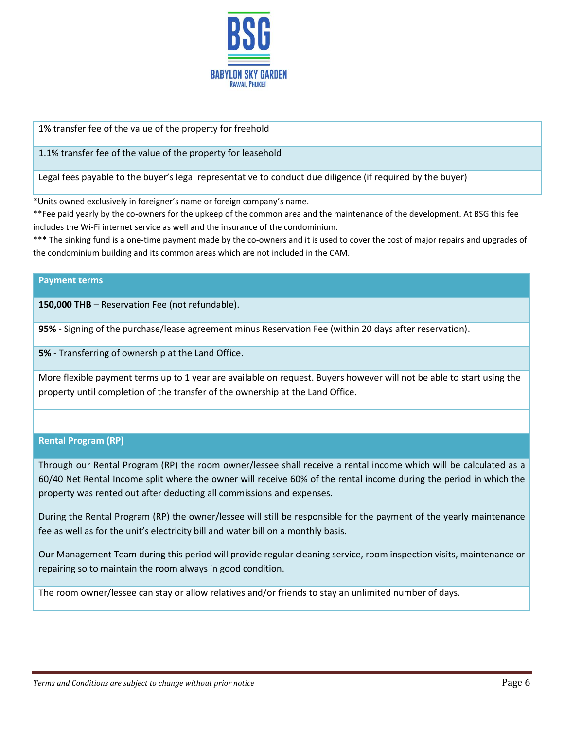| |
|---|
| 1% transfer fee of the value of the property for freehold |
| 1.1% transfer fee of the value of the property for leasehold |
| Legal fees payable to the buyer's legal representative to conduct due diligence (if required by the buyer) |

*Units owned exclusively in foreigner's name or foreign company's name.

**Fee paid yearly by the co-owners for the upkeep of the common area and the maintenance of the development. At BSG this fee includes the Wi-Fi internet service as well and the insurance of the condominium.

*** The sinking fund is a one-time payment made by the co-owners and it is used to cover the cost of major repairs and upgrades of the condominium building and its common areas which are not included in the CAM.

| Payment terms |
|---|
| **150,000 THB** – Reservation Fee (not refundable). |
| **95%** - Signing of the purchase/lease agreement minus Reservation Fee (within 20 days after reservation). |
| **5%** - Transferring of ownership at the Land Office. |
| More flexible payment terms up to 1 year are available on request. Buyers however will not be able to start using the property until completion of the transfer of the ownership at the Land Office. |
| |

| Rental Program (RP) |
|---|
| Through our Rental Program (RP) the room owner/lessee shall receive a rental income which will be calculated as a 60/40 Net Rental Income split where the owner will receive 60% of the rental income during the period in which the property was rented out after deducting all commissions and expenses.<br><br>During the Rental Program (RP) the owner/lessee will still be responsible for the payment of the yearly maintenance fee as well as for the unit's electricity bill and water bill on a monthly basis.<br><br>Our Management Team during this period will provide regular cleaning service, room inspection visits, maintenance or repairing so to maintain the room always in good condition. |
| The room owner/lessee can stay or allow relatives and/or friends to stay an unlimited number of days. |

*Terms and Conditions are subject to change without prior notice*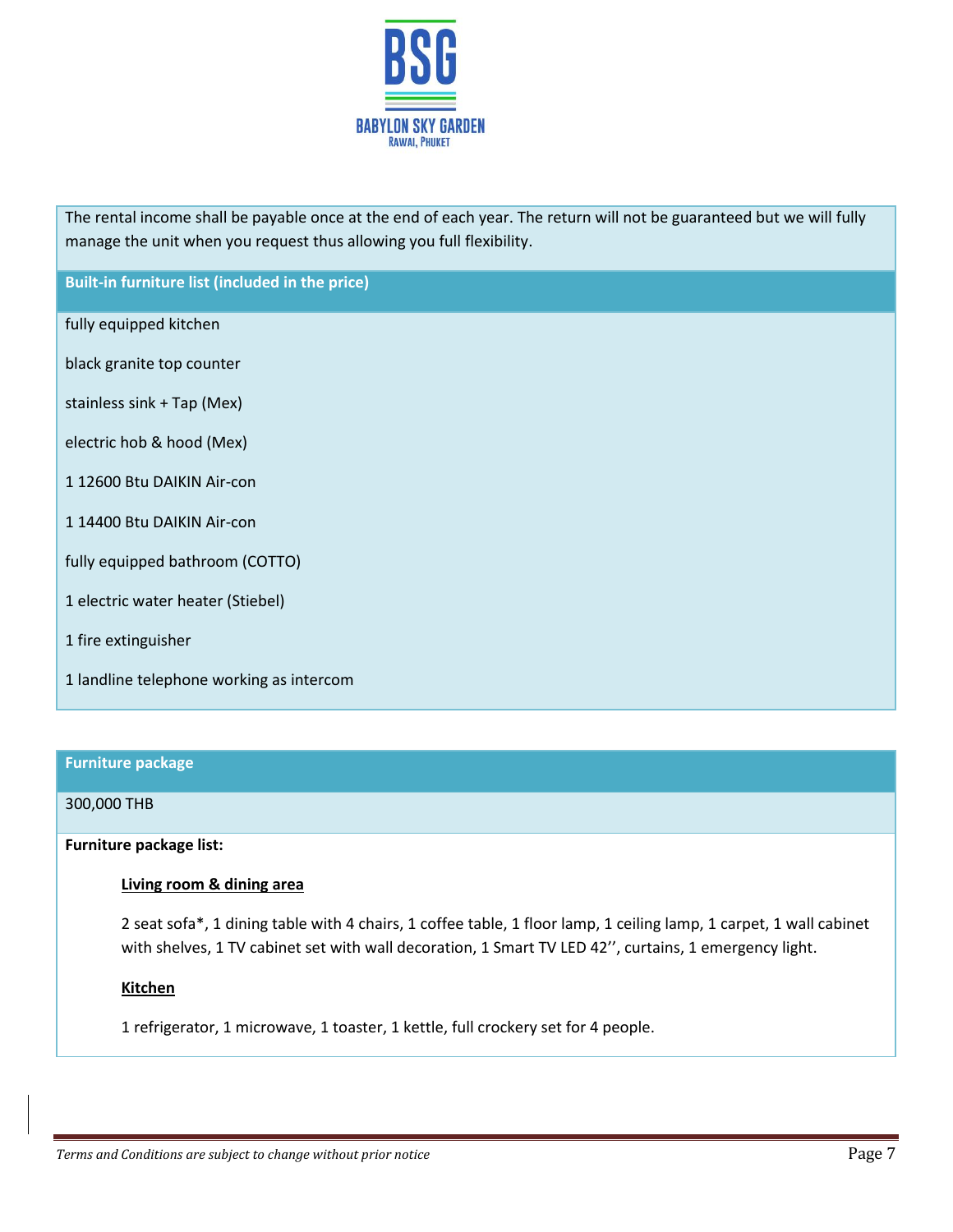The rental income shall be payable once at the end of each year. The return will not be guaranteed but we will fully manage the unit when you request thus allowing you full flexibility.

**Built-in furniture list (included in the price)**

fully equipped kitchen

black granite top counter

stainless sink + Tap (Mex)

electric hob & hood (Mex)

1 12600 Btu DAIKIN Air-con

1 14400 Btu DAIKIN Air-con

fully equipped bathroom (COTTO)

1 electric water heater (Stiebel)

1 fire extinguisher

1 landline telephone working as intercom

**Furniture package**

300,000 THB

**Furniture package list:**

**Living room & dining area**

2 seat sofa*, 1 dining table with 4 chairs, 1 coffee table, 1 floor lamp, 1 ceiling lamp, 1 carpet, 1 wall cabinet with shelves, 1 TV cabinet set with wall decoration, 1 Smart TV LED 42'', curtains, 1 emergency light.

**Kitchen**

1 refrigerator, 1 microwave, 1 toaster, 1 kettle, full crockery set for 4 people.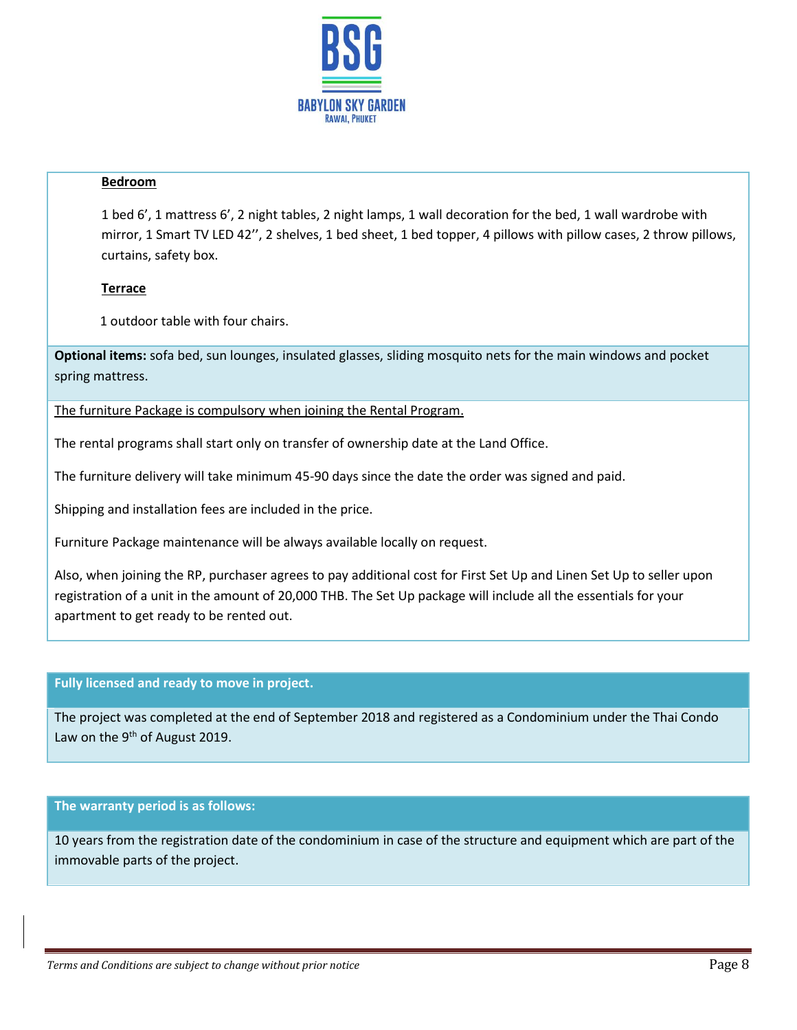**Bedroom**

1 bed 6’, 1 mattress 6’, 2 night tables, 2 night lamps, 1 wall decoration for the bed, 1 wall wardrobe with mirror, 1 Smart TV LED 42’’, 2 shelves, 1 bed sheet, 1 bed topper, 4 pillows with pillow cases, 2 throw pillows, curtains, safety box.

**Terrace**

1 outdoor table with four chairs.

**Optional items:** sofa bed, sun lounges, insulated glasses, sliding mosquito nets for the main windows and pocket spring mattress.

The furniture Package is compulsory when joining the Rental Program.

The rental programs shall start only on transfer of ownership date at the Land Office.

The furniture delivery will take minimum 45-90 days since the date the order was signed and paid.

Shipping and installation fees are included in the price.

Furniture Package maintenance will be always available locally on request.

Also, when joining the RP, purchaser agrees to pay additional cost for First Set Up and Linen Set Up to seller upon registration of a unit in the amount of 20,000 THB. The Set Up package will include all the essentials for your apartment to get ready to be rented out.

**Fully licensed and ready to move in project.**

The project was completed at the end of September 2018 and registered as a Condominium under the Thai Condo Law on the 9th of August 2019.

**The warranty period is as follows:**

10 years from the registration date of the condominium in case of the structure and equipment which are part of the immovable parts of the project.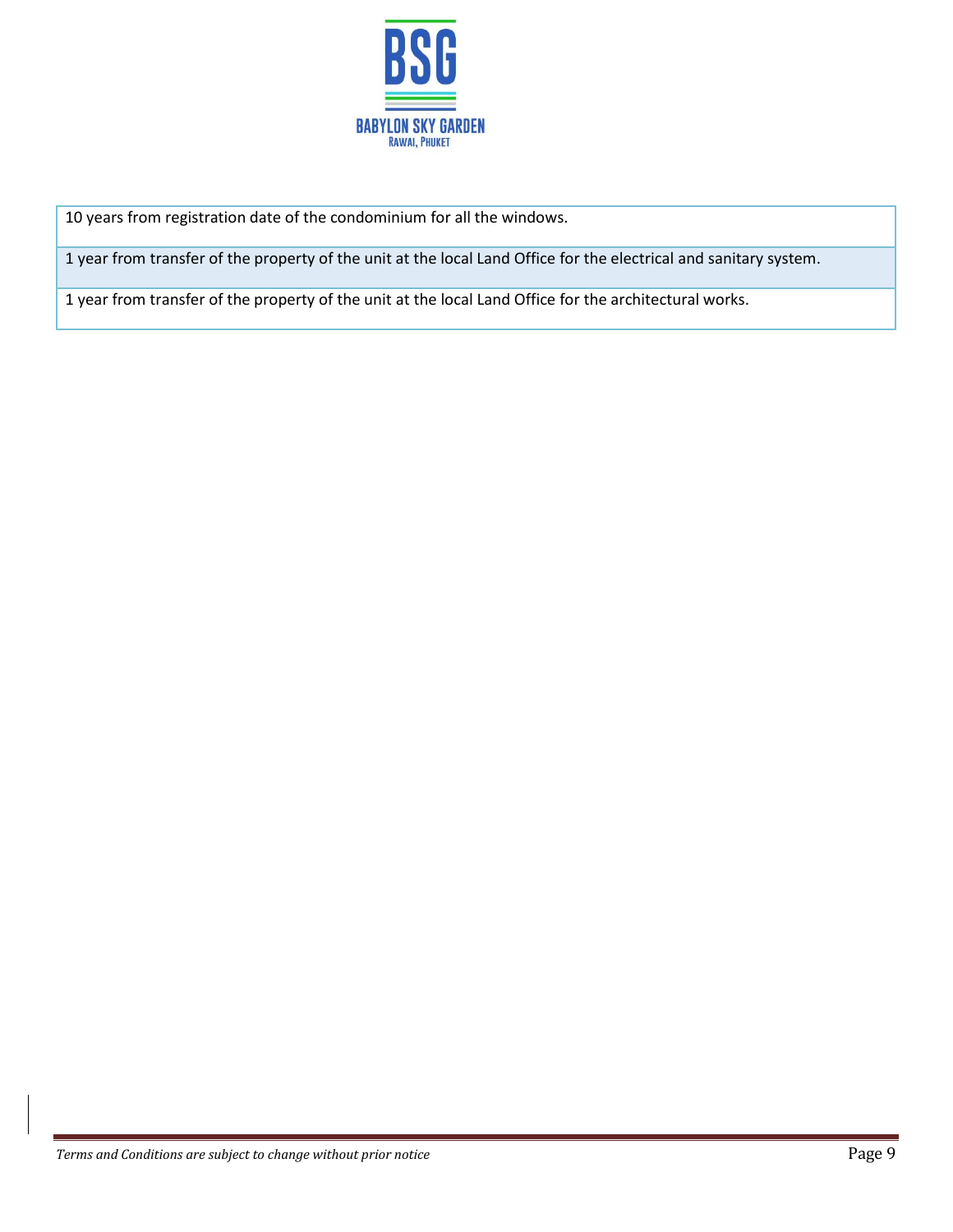| |
|---|
| 10 years from registration date of the condominium for all the windows. |
| 1 year from transfer of the property of the unit at the local Land Office for the electrical and sanitary system. |
| 1 year from transfer of the property of the unit at the local Land Office for the architectural works. |